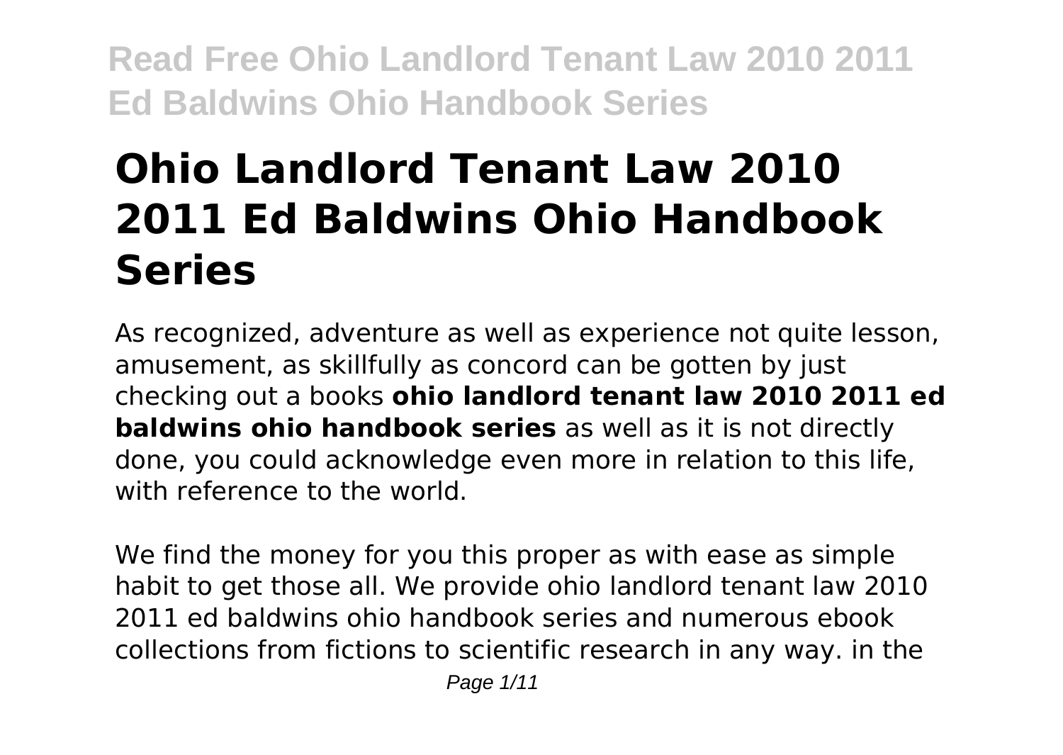# Ohio Landlord Tenant Law 2010 2011 Ed Baldwins Ohio Handbook Series

As recognized, adventure as well as experience not quite lesson, amusement, as skillfully as concord can be gotten by just checking out a books **ohio landlord tenant law 2010 2011 ed baldwins ohio handbook series** as well as it is not directly done, you could acknowledge even more in relation to this life, with reference to the world.

We find the money for you this proper as with ease as simple habit to get those all. We provide ohio landlord tenant law 2010 2011 ed baldwins ohio handbook series and numerous ebook collections from fictions to scientific research in any way. in the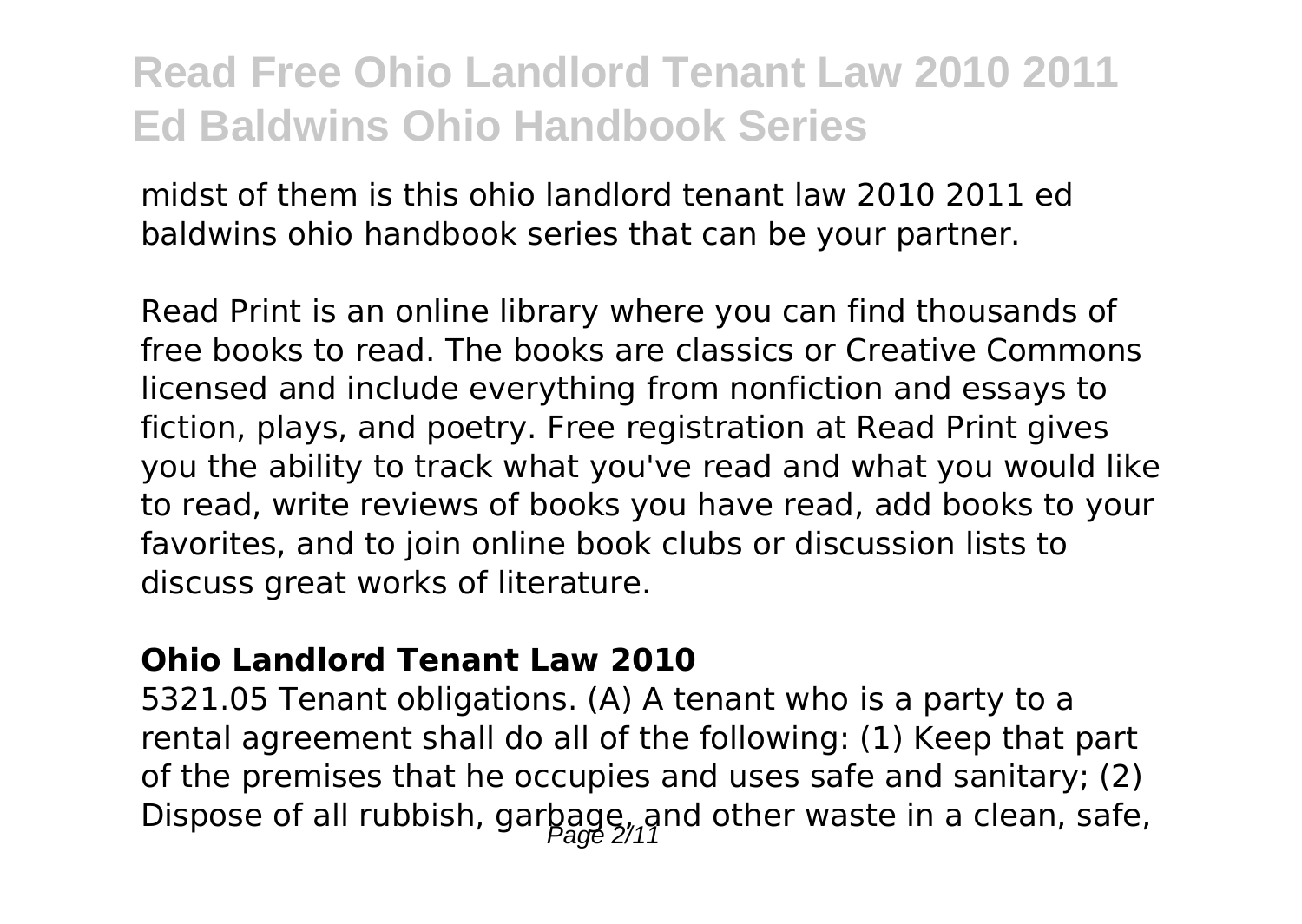midst of them is this ohio landlord tenant law 2010 2011 ed baldwins ohio handbook series that can be your partner.

Read Print is an online library where you can find thousands of free books to read. The books are classics or Creative Commons licensed and include everything from nonfiction and essays to fiction, plays, and poetry. Free registration at Read Print gives you the ability to track what you've read and what you would like to read, write reviews of books you have read, add books to your favorites, and to join online book clubs or discussion lists to discuss great works of literature.

### Ohio Landlord Tenant Law 2010

5321.05 Tenant obligations. (A) A tenant who is a party to a rental agreement shall do all of the following: (1) Keep that part of the premises that he occupies and uses safe and sanitary; (2) Dispose of all rubbish, garbage, and other waste in a clean, safe,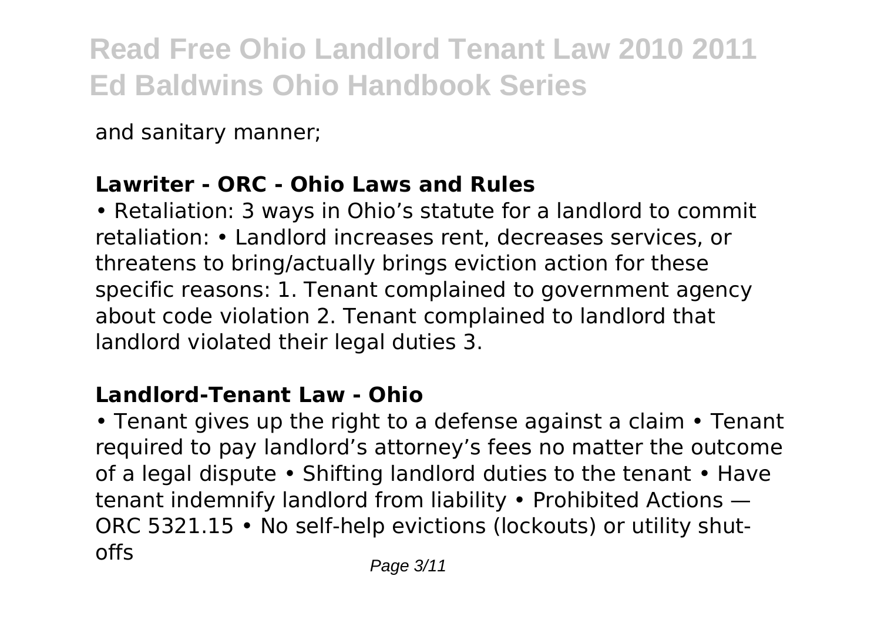and sanitary manner;

### Lawriter - ORC - Ohio Laws and Rules

• Retaliation: 3 ways in Ohio's statute for a landlord to commit retaliation: • Landlord increases rent, decreases services, or threatens to bring/actually brings eviction action for these specific reasons: 1. Tenant complained to government agency about code violation 2. Tenant complained to landlord that landlord violated their legal duties 3.

### Landlord-Tenant Law - Ohio

• Tenant gives up the right to a defense against a claim • Tenant required to pay landlord's attorney's fees no matter the outcome of a legal dispute • Shifting landlord duties to the tenant • Have tenant indemnify landlord from liability • Prohibited Actions — ORC 5321.15 • No self-help evictions (lockouts) or utility shut-offs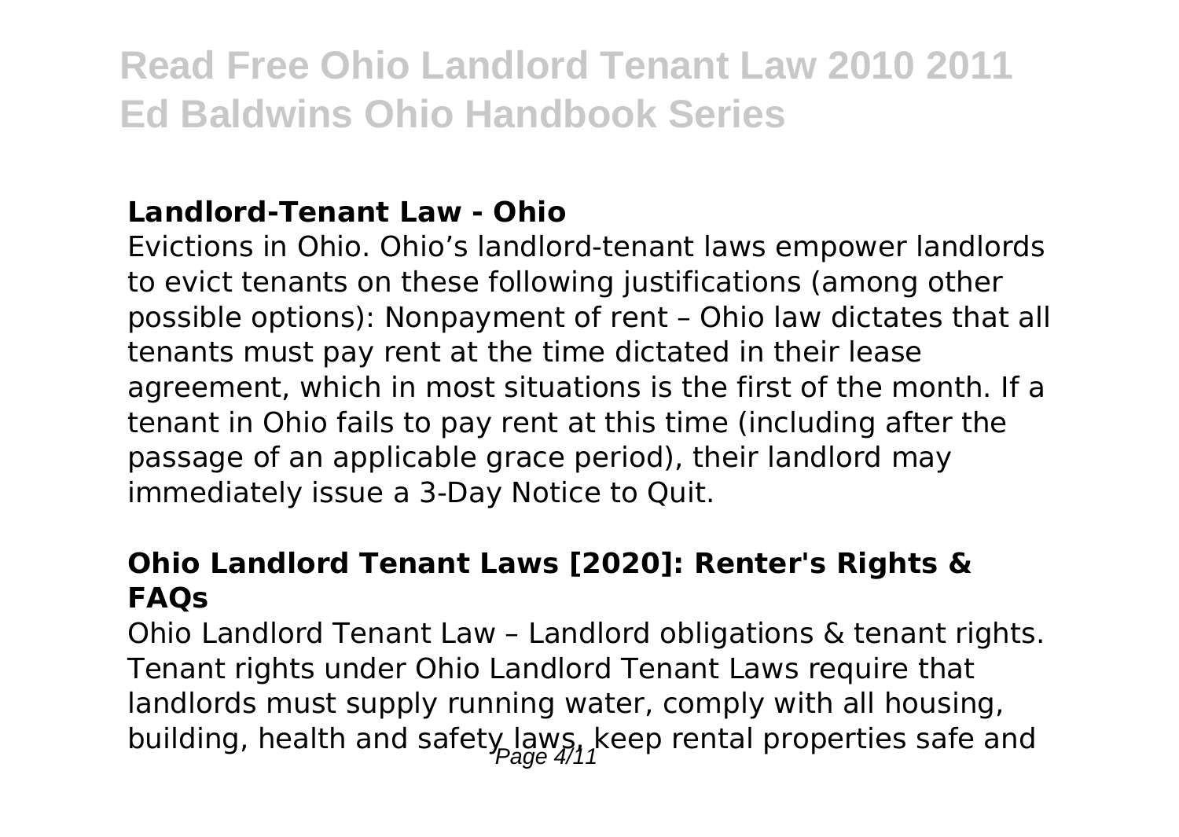## Landlord-Tenant Law - Ohio

Evictions in Ohio. Ohio's landlord-tenant laws empower landlords to evict tenants on these following justifications (among other possible options): Nonpayment of rent – Ohio law dictates that all tenants must pay rent at the time dictated in their lease agreement, which in most situations is the first of the month. If a tenant in Ohio fails to pay rent at this time (including after the passage of an applicable grace period), their landlord may immediately issue a 3-Day Notice to Quit.

## Ohio Landlord Tenant Laws [2020]: Renter's Rights & FAQs

Ohio Landlord Tenant Law – Landlord obligations & tenant rights. Tenant rights under Ohio Landlord Tenant Laws require that landlords must supply running water, comply with all housing, building, health and safety laws, keep rental properties safe and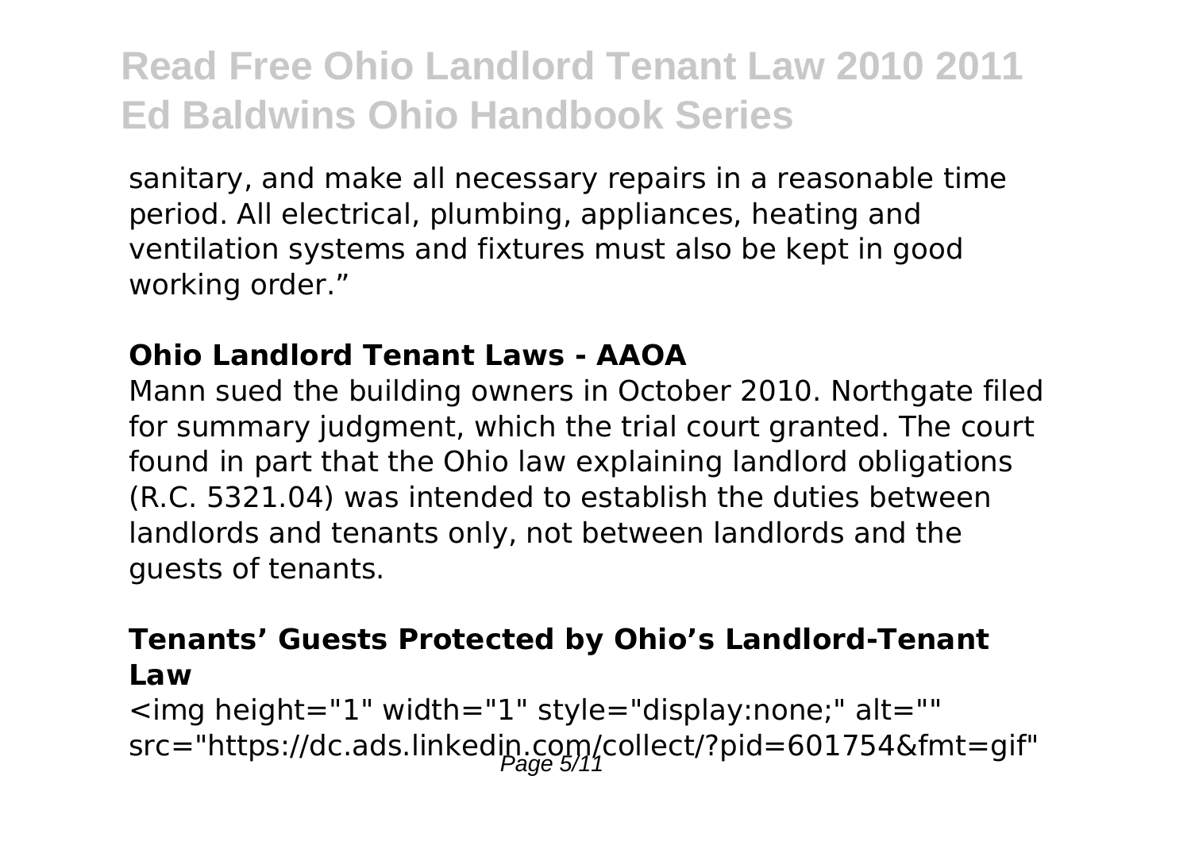sanitary, and make all necessary repairs in a reasonable time period. All electrical, plumbing, appliances, heating and ventilation systems and fixtures must also be kept in good working order."

### Ohio Landlord Tenant Laws - AAOA

Mann sued the building owners in October 2010. Northgate filed for summary judgment, which the trial court granted. The court found in part that the Ohio law explaining landlord obligations (R.C. 5321.04) was intended to establish the duties between landlords and tenants only, not between landlords and the guests of tenants.

### Tenants' Guests Protected by Ohio's Landlord-Tenant Law

<img height="1" width="1" style="display:none;" alt="" src="https://dc.ads.linkedin.com/collect/?pid=601754&fmt=gif"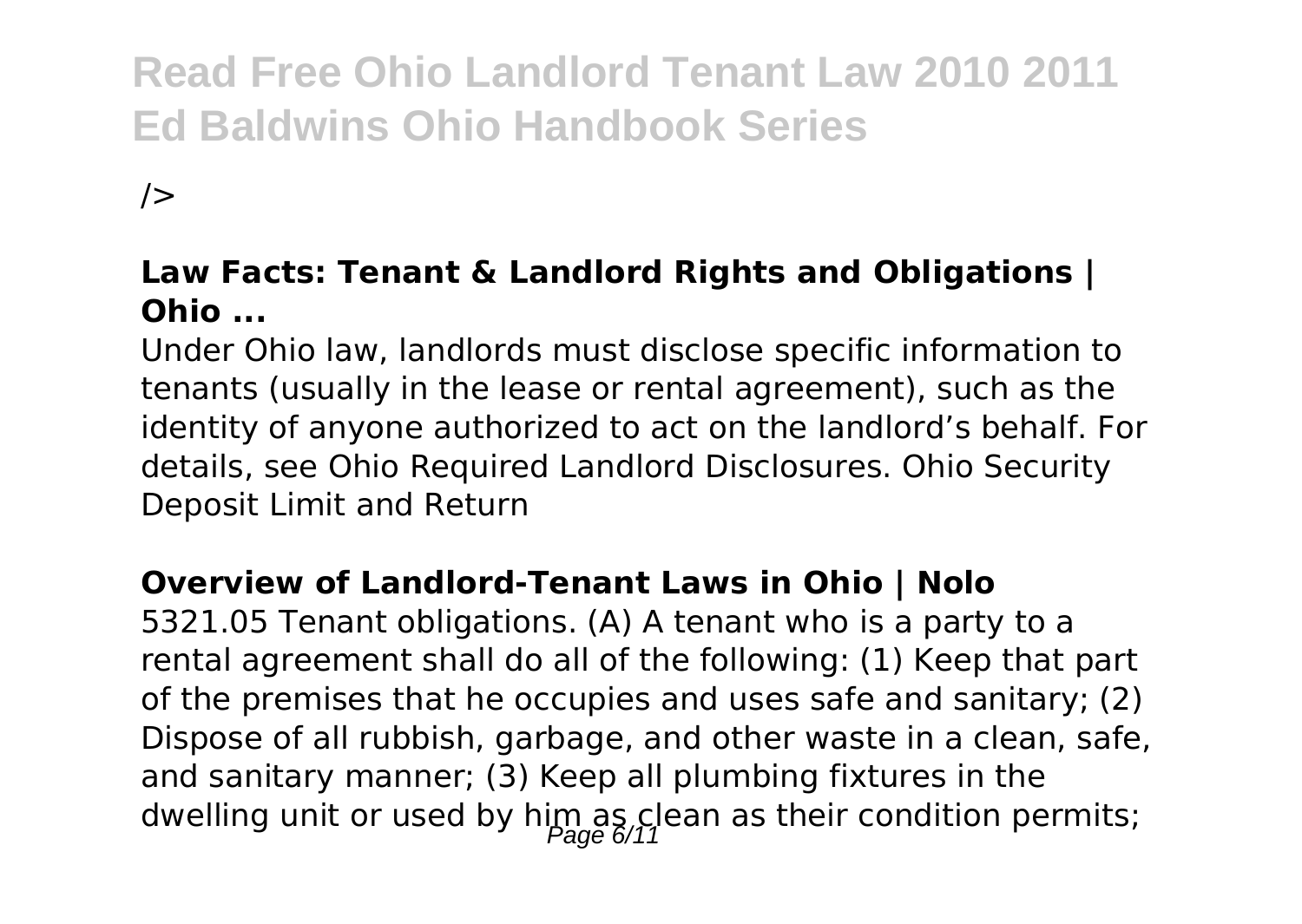/>

**Law Facts: Tenant & Landlord Rights and Obligations | Ohio ...**

Under Ohio law, landlords must disclose specific information to tenants (usually in the lease or rental agreement), such as the identity of anyone authorized to act on the landlord's behalf. For details, see Ohio Required Landlord Disclosures. Ohio Security Deposit Limit and Return

**Overview of Landlord-Tenant Laws in Ohio | Nolo**

5321.05 Tenant obligations. (A) A tenant who is a party to a rental agreement shall do all of the following: (1) Keep that part of the premises that he occupies and uses safe and sanitary; (2) Dispose of all rubbish, garbage, and other waste in a clean, safe, and sanitary manner; (3) Keep all plumbing fixtures in the dwelling unit or used by him as clean as their condition permits;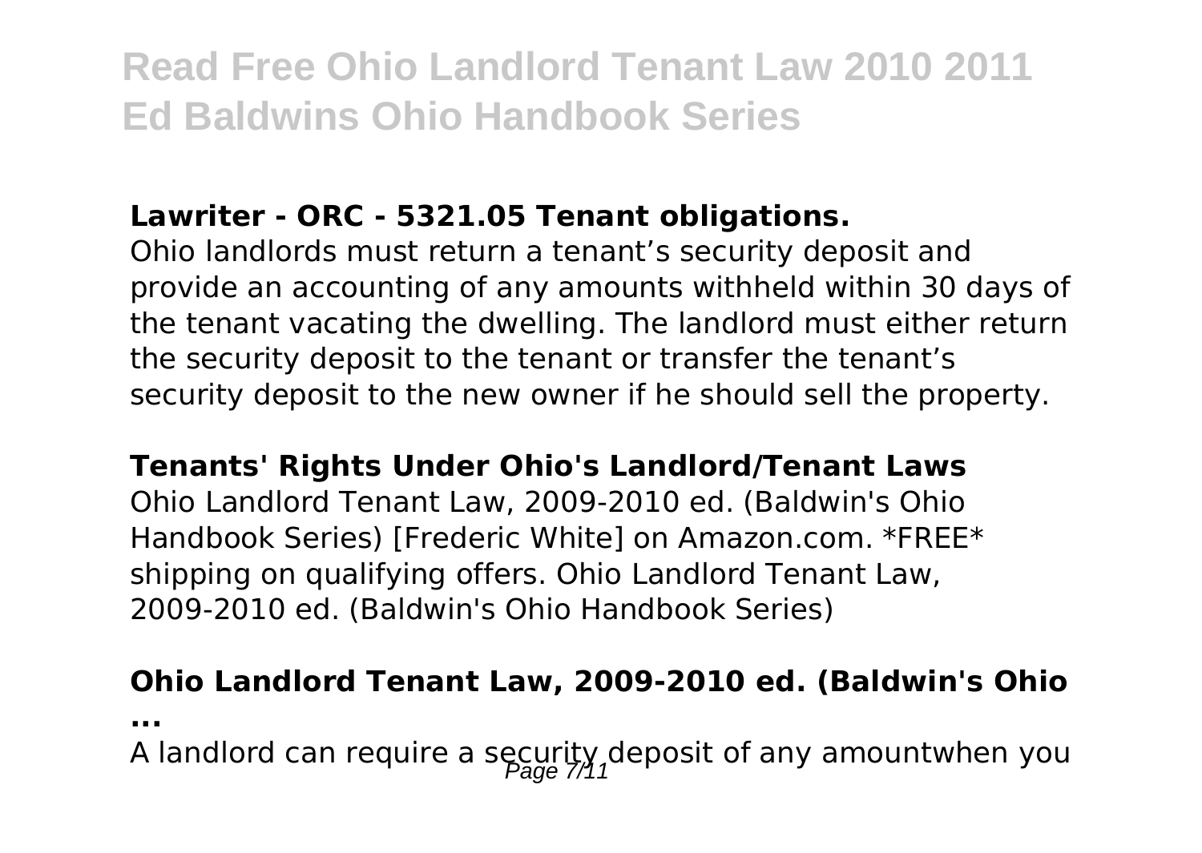**Lawriter - ORC - 5321.05 Tenant obligations.**

Ohio landlords must return a tenant's security deposit and provide an accounting of any amounts withheld within 30 days of the tenant vacating the dwelling. The landlord must either return the security deposit to the tenant or transfer the tenant's security deposit to the new owner if he should sell the property.

**Tenants' Rights Under Ohio's Landlord/Tenant Laws**

Ohio Landlord Tenant Law, 2009-2010 ed. (Baldwin's Ohio Handbook Series) [Frederic White] on Amazon.com. *FREE* shipping on qualifying offers. Ohio Landlord Tenant Law, 2009-2010 ed. (Baldwin's Ohio Handbook Series)

**Ohio Landlord Tenant Law, 2009-2010 ed. (Baldwin's Ohio ...**

A landlord can require a security deposit of any amountwhen you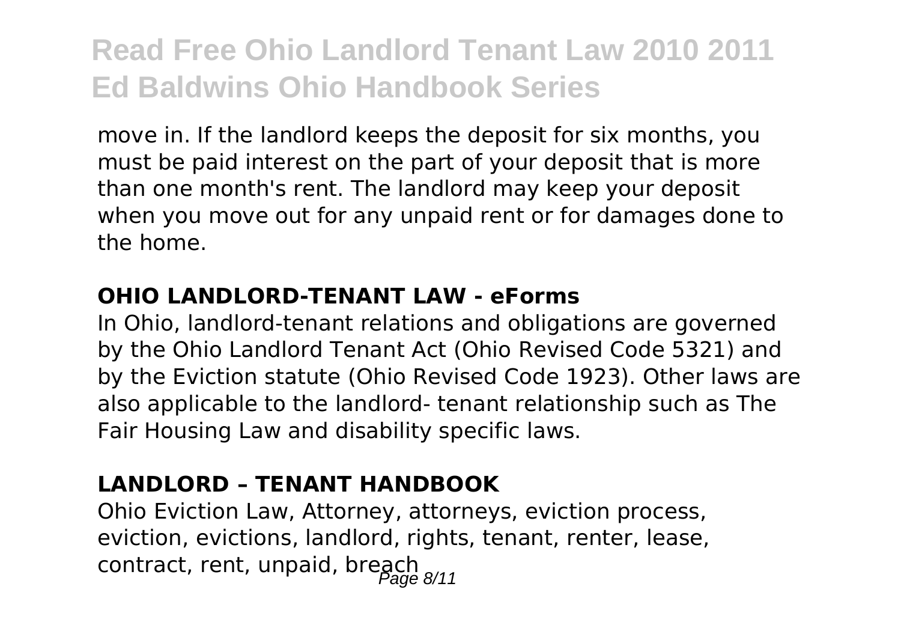move in. If the landlord keeps the deposit for six months, you must be paid interest on the part of your deposit that is more than one month's rent. The landlord may keep your deposit when you move out for any unpaid rent or for damages done to the home.

### OHIO LANDLORD-TENANT LAW - eForms

In Ohio, landlord-tenant relations and obligations are governed by the Ohio Landlord Tenant Act (Ohio Revised Code 5321) and by the Eviction statute (Ohio Revised Code 1923). Other laws are also applicable to the landlord- tenant relationship such as The Fair Housing Law and disability specific laws.

### LANDLORD – TENANT HANDBOOK

Ohio Eviction Law, Attorney, attorneys, eviction process, eviction, evictions, landlord, rights, tenant, renter, lease, contract, rent, unpaid, breach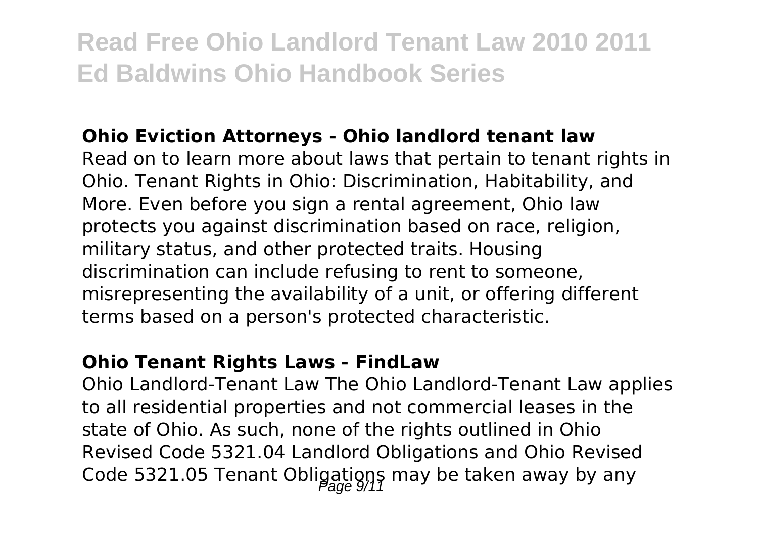### Ohio Eviction Attorneys - Ohio landlord tenant law

Read on to learn more about laws that pertain to tenant rights in Ohio. Tenant Rights in Ohio: Discrimination, Habitability, and More. Even before you sign a rental agreement, Ohio law protects you against discrimination based on race, religion, military status, and other protected traits. Housing discrimination can include refusing to rent to someone, misrepresenting the availability of a unit, or offering different terms based on a person's protected characteristic.

### Ohio Tenant Rights Laws - FindLaw

Ohio Landlord-Tenant Law The Ohio Landlord-Tenant Law applies to all residential properties and not commercial leases in the state of Ohio. As such, none of the rights outlined in Ohio Revised Code 5321.04 Landlord Obligations and Ohio Revised Code 5321.05 Tenant Obligations may be taken away by any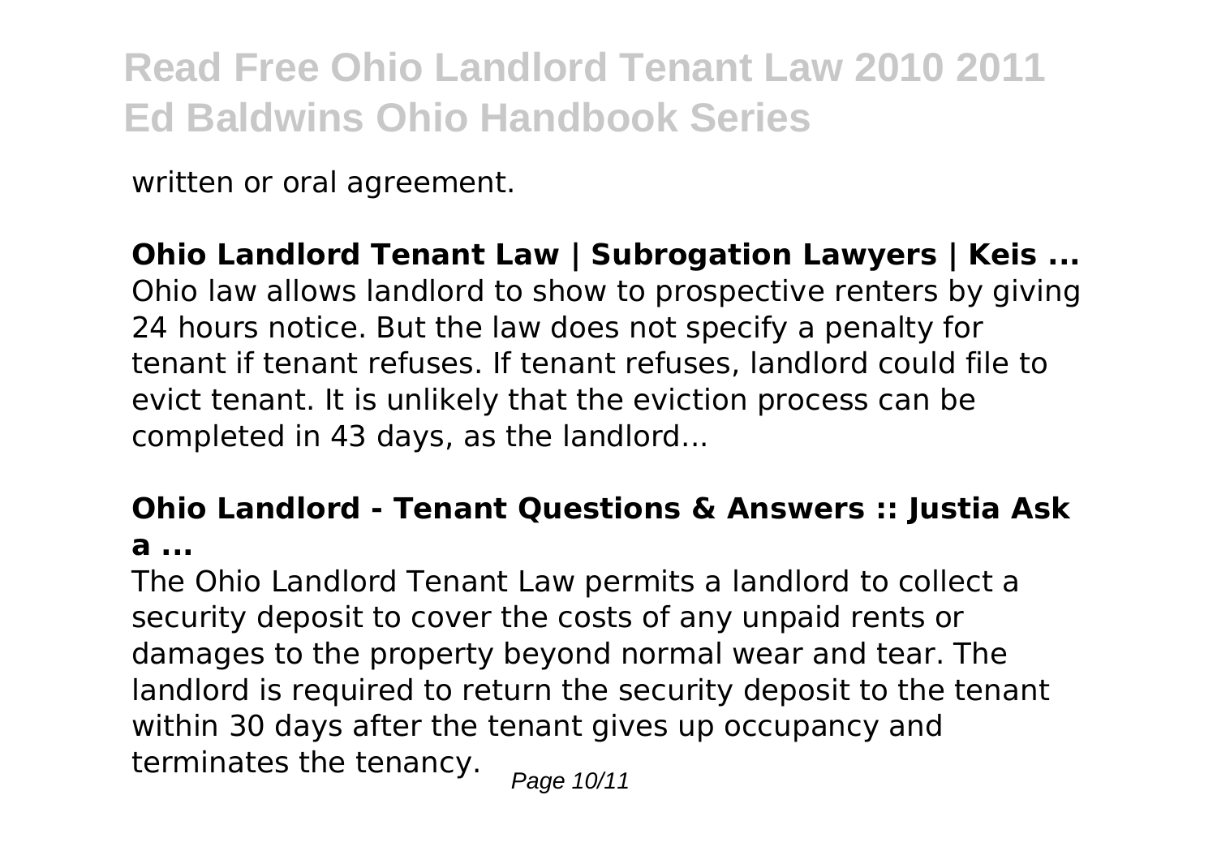written or oral agreement.

**Ohio Landlord Tenant Law | Subrogation Lawyers | Keis ...**
Ohio law allows landlord to show to prospective renters by giving 24 hours notice. But the law does not specify a penalty for tenant if tenant refuses. If tenant refuses, landlord could file to evict tenant. It is unlikely that the eviction process can be completed in 43 days, as the landlord...

**Ohio Landlord - Tenant Questions & Answers :: Justia Ask a ...**

The Ohio Landlord Tenant Law permits a landlord to collect a security deposit to cover the costs of any unpaid rents or damages to the property beyond normal wear and tear. The landlord is required to return the security deposit to the tenant within 30 days after the tenant gives up occupancy and terminates the tenancy.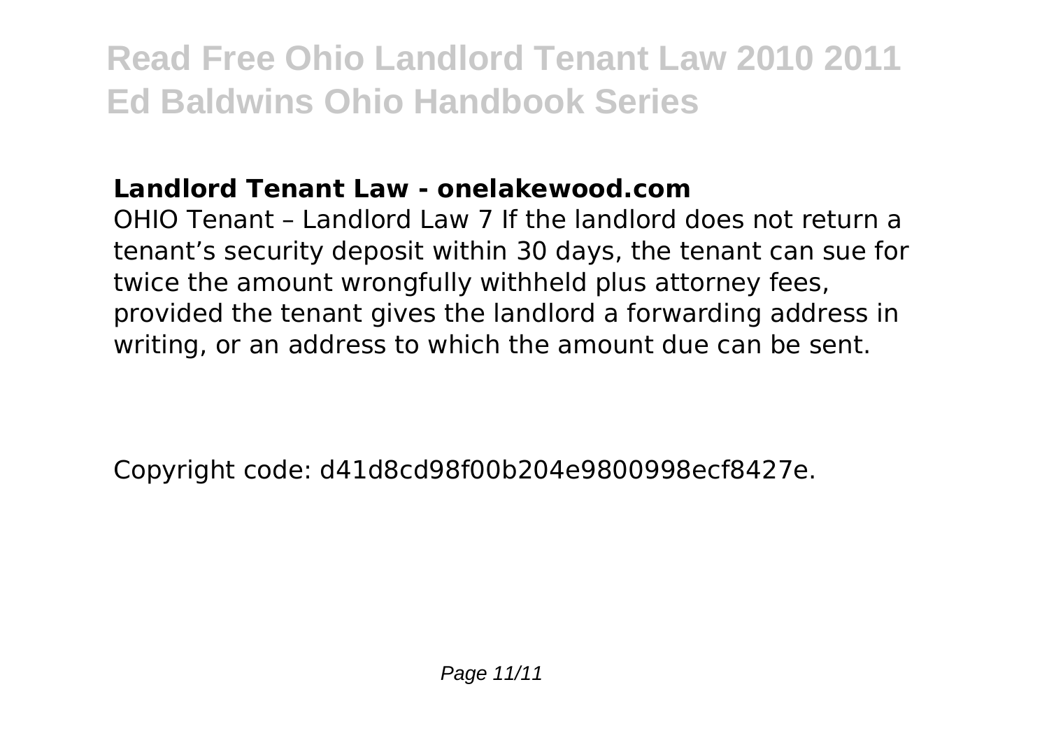## Landlord Tenant Law - onelakewood.com

OHIO Tenant – Landlord Law 7 If the landlord does not return a tenant's security deposit within 30 days, the tenant can sue for twice the amount wrongfully withheld plus attorney fees, provided the tenant gives the landlord a forwarding address in writing, or an address to which the amount due can be sent.

Copyright code: d41d8cd98f00b204e9800998ecf8427e.